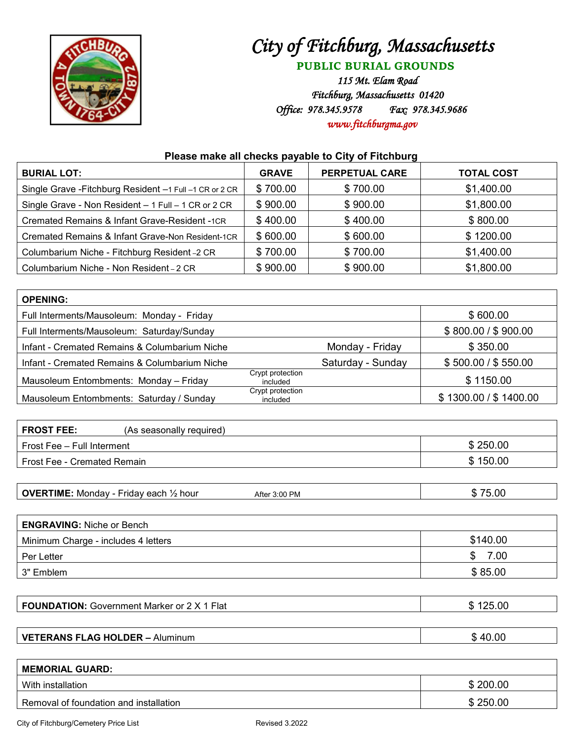# City of Fitchburg, Massachusetts

## PUBLIC BURIAL GROUNDS

*115 Mt. Elam Road*
*Fitchburg, Massachusetts 01420*
*Office: 978.345.9578 Fax: 978.345.9686*
*www.fitchburgma.gov*

**Please make all checks payable to City of Fitchburg**

| **BURIAL LOT:** | **GRAVE** | **PERPETUAL CARE** | **TOTAL COST** |
|---|---|---|---|
| Single Grave -Fitchburg Resident –1 Full –1 CR or 2 CR | $ 700.00 | $ 700.00 | $1,400.00 |
| Single Grave - Non Resident – 1 Full – 1 CR or 2 CR | $ 900.00 | $ 900.00 | $1,800.00 |
| Cremated Remains & Infant Grave-Resident -1CR | $ 400.00 | $ 400.00 | $ 800.00 |
| Cremated Remains & Infant Grave-Non Resident-1CR | $ 600.00 | $ 600.00 | $ 1200.00 |
| Columbarium Niche - Fitchburg Resident –2 CR | $ 700.00 | $ 700.00 | $1,400.00 |
| Columbarium Niche - Non Resident – 2 CR | $ 900.00 | $ 900.00 | $1,800.00 |

| **OPENING:** | | | |
|---|---|---|---|
| Full Interments/Mausoleum: Monday - Friday | | | $ 600.00 |
| Full Interments/Mausoleum: Saturday/Sunday | | | $ 800.00 / $ 900.00 |
| Infant - Cremated Remains & Columbarium Niche | | Monday - Friday | $ 350.00 |
| Infant - Cremated Remains & Columbarium Niche | | Saturday - Sunday | $ 500.00 / $ 550.00 |
| Mausoleum Entombments: Monday – Friday | Crypt protection included | | $ 1150.00 |
| Mausoleum Entombments: Saturday / Sunday | Crypt protection included | | $ 1300.00 / $ 1400.00 |

| **FROST FEE:** (As seasonally required) | |
|---|---|
| Frost Fee – Full Interment | $ 250.00 |
| Frost Fee - Cremated Remain | $ 150.00 |

| **OVERTIME:** Monday - Friday each ½ hour | After 3:00 PM | $ 75.00 |
|---|---|---|

| **ENGRAVING:** Niche or Bench | |
|---|---|
| Minimum Charge - includes 4 letters | $140.00 |
| Per Letter | $ 7.00 |
| 3" Emblem | $ 85.00 |

| **FOUNDATION:** Government Marker or 2 X 1 Flat | $ 125.00 |
|---|---|

| **VETERANS FLAG HOLDER –** Aluminum | $ 40.00 |
|---|---|

| **MEMORIAL GUARD:** | |
|---|---|
| With installation | $ 200.00 |
| Removal of foundation and installation | $ 250.00 |

City of Fitchburg/Cemetery Price List Revised 3.2022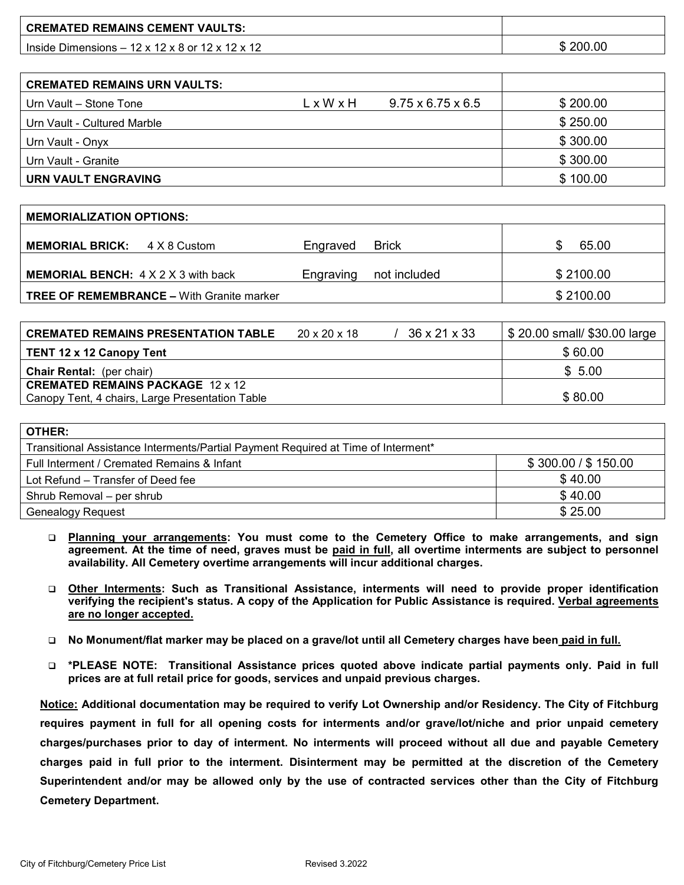| CREMATED REMAINS CEMENT VAULTS: | |
|---|---|
| Inside Dimensions – 12 x 12 x 8 or 12 x 12 x 12 | $ 200.00 |

| CREMATED REMAINS URN VAULTS: | | | |
|---|---|---|---|
| Urn Vault – Stone Tone | L x W x H | 9.75 x 6.75 x 6.5 | $ 200.00 |
| Urn Vault - Cultured Marble | | | $ 250.00 |
| Urn Vault - Onyx | | | $ 300.00 |
| Urn Vault - Granite | | | $ 300.00 |
| **URN VAULT ENGRAVING** | | | $ 100.00 |

| MEMORIALIZATION OPTIONS: | | | |
|---|---|---|---|
| **MEMORIAL BRICK:** 4 X 8 Custom | Engraved | Brick | $ 65.00 |
| **MEMORIAL BENCH:** 4 X 2 X 3 with back | Engraving | not included | $ 2100.00 |
| **TREE OF REMEMBRANCE –** With Granite marker | | | $ 2100.00 |

| | |
|---|---|
| **CREMATED REMAINS PRESENTATION TABLE** 20 x 20 x 18 / 36 x 21 x 33 | $ 20.00 small/ $30.00 large |
| **TENT 12 x 12 Canopy Tent** | $ 60.00 |
| **Chair Rental:** (per chair) | $ 5.00 |
| **CREMATED REMAINS PACKAGE** 12 x 12 Canopy Tent, 4 chairs, Large Presentation Table | $ 80.00 |

| OTHER: | |
|---|---|
| Transitional Assistance Interments/Partial Payment Required at Time of Interment* | |
| Full Interment / Cremated Remains & Infant | $ 300.00 / $ 150.00 |
| Lot Refund – Transfer of Deed fee | $ 40.00 |
| Shrub Removal – per shrub | $ 40.00 |
| Genealogy Request | $ 25.00 |

- **Planning your arrangements: You must come to the Cemetery Office to make arrangements, and sign agreement. At the time of need, graves must be paid in full, all overtime interments are subject to personnel availability. All Cemetery overtime arrangements will incur additional charges.**
- **Other Interments: Such as Transitional Assistance, interments will need to provide proper identification verifying the recipient's status. A copy of the Application for Public Assistance is required. Verbal agreements are no longer accepted.**
- **No Monument/flat marker may be placed on a grave/lot until all Cemetery charges have been paid in full.**
- ***PLEASE NOTE: Transitional Assistance prices quoted above indicate partial payments only. Paid in full prices are at full retail price for goods, services and unpaid previous charges.**

**Notice: Additional documentation may be required to verify Lot Ownership and/or Residency. The City of Fitchburg requires payment in full for all opening costs for interments and/or grave/lot/niche and prior unpaid cemetery charges/purchases prior to day of interment. No interments will proceed without all due and payable Cemetery charges paid in full prior to the interment. Disinterment may be permitted at the discretion of the Cemetery Superintendent and/or may be allowed only by the use of contracted services other than the City of Fitchburg Cemetery Department.**